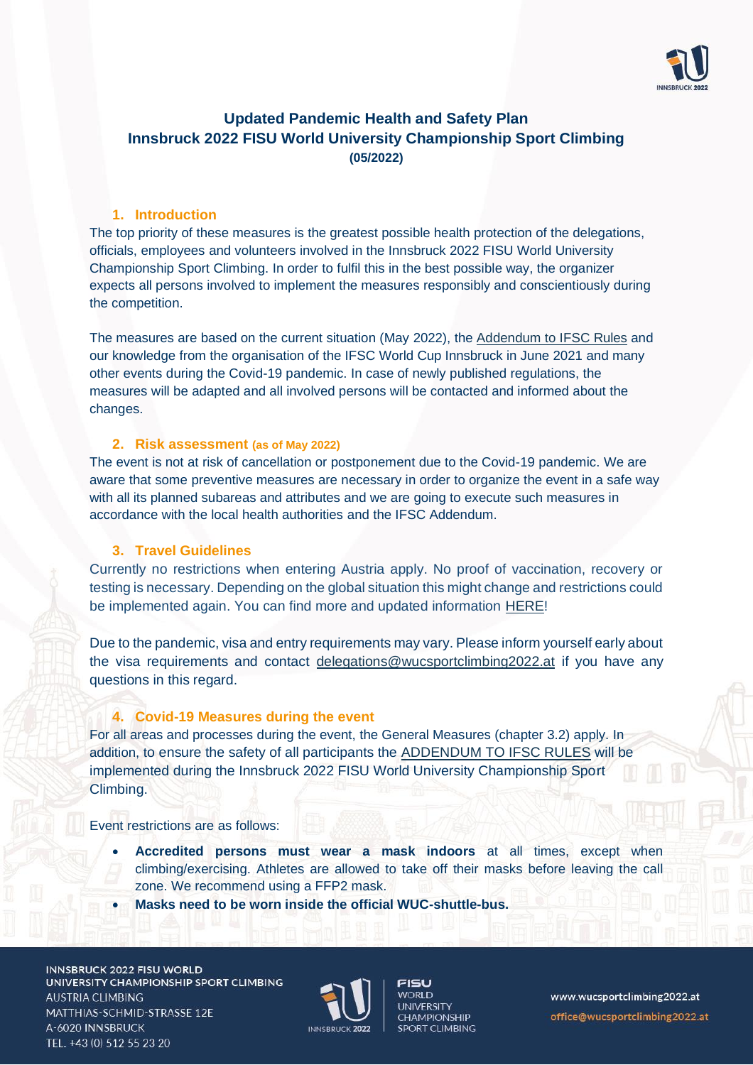# Updated Pandemic Health and Safety Plan
# Innsbruck 2022 FISU World University Championship Sport Climbing
**(05/2022)**

## 1. Introduction

The top priority of these measures is the greatest possible health protection of the delegations, officials, employees and volunteers involved in the Innsbruck 2022 FISU World University Championship Sport Climbing. In order to fulfil this in the best possible way, the organizer expects all persons involved to implement the measures responsibly and conscientiously during the competition.

The measures are based on the current situation (May 2022), the Addendum to IFSC Rules and our knowledge from the organisation of the IFSC World Cup Innsbruck in June 2021 and many other events during the Covid-19 pandemic. In case of newly published regulations, the measures will be adapted and all involved persons will be contacted and informed about the changes.

## 2. Risk assessment (as of May 2022)

The event is not at risk of cancellation or postponement due to the Covid-19 pandemic. We are aware that some preventive measures are necessary in order to organize the event in a safe way with all its planned subareas and attributes and we are going to execute such measures in accordance with the local health authorities and the IFSC Addendum.

## 3. Travel Guidelines

Currently no restrictions when entering Austria apply. No proof of vaccination, recovery or testing is necessary. Depending on the global situation this might change and restrictions could be implemented again. You can find more and updated information HERE!

Due to the pandemic, visa and entry requirements may vary. Please inform yourself early about the visa requirements and contact delegations@wucsportclimbing2022.at if you have any questions in this regard.

## 4. Covid-19 Measures during the event

For all areas and processes during the event, the General Measures (chapter 3.2) apply. In addition, to ensure the safety of all participants the ADDENDUM TO IFSC RULES will be implemented during the Innsbruck 2022 FISU World University Championship Sport Climbing.

Event restrictions are as follows:

- **Accredited persons must wear a mask indoors** at all times, except when climbing/exercising. Athletes are allowed to take off their masks before leaving the call zone. We recommend using a FFP2 mask.
- **Masks need to be worn inside the official WUC-shuttle-bus.**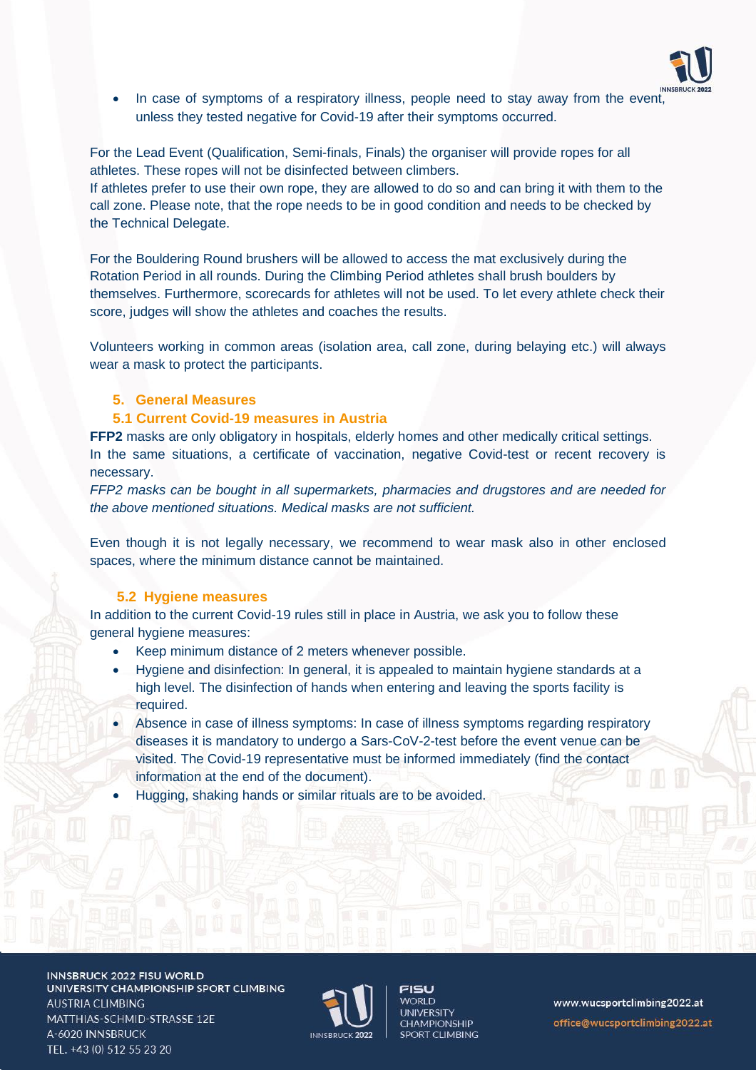- In case of symptoms of a respiratory illness, people need to stay away from the event, unless they tested negative for Covid-19 after their symptoms occurred.

For the Lead Event (Qualification, Semi-finals, Finals) the organiser will provide ropes for all athletes. These ropes will not be disinfected between climbers.
If athletes prefer to use their own rope, they are allowed to do so and can bring it with them to the call zone. Please note, that the rope needs to be in good condition and needs to be checked by the Technical Delegate.

For the Bouldering Round brushers will be allowed to access the mat exclusively during the Rotation Period in all rounds. During the Climbing Period athletes shall brush boulders by themselves. Furthermore, scorecards for athletes will not be used. To let every athlete check their score, judges will show the athletes and coaches the results.

Volunteers working in common areas (isolation area, call zone, during belaying etc.) will always wear a mask to protect the participants.

## 5. General Measures

### 5.1 Current Covid-19 measures in Austria

**FFP2** masks are only obligatory in hospitals, elderly homes and other medically critical settings. In the same situations, a certificate of vaccination, negative Covid-test or recent recovery is necessary.
*FFP2 masks can be bought in all supermarkets, pharmacies and drugstores and are needed for the above mentioned situations. Medical masks are not sufficient.*

Even though it is not legally necessary, we recommend to wear mask also in other enclosed spaces, where the minimum distance cannot be maintained.

### 5.2 Hygiene measures

In addition to the current Covid-19 rules still in place in Austria, we ask you to follow these general hygiene measures:

- Keep minimum distance of 2 meters whenever possible.
- Hygiene and disinfection: In general, it is appealed to maintain hygiene standards at a high level. The disinfection of hands when entering and leaving the sports facility is required.
- Absence in case of illness symptoms: In case of illness symptoms regarding respiratory diseases it is mandatory to undergo a Sars-CoV-2-test before the event venue can be visited. The Covid-19 representative must be informed immediately (find the contact information at the end of the document).
- Hugging, shaking hands or similar rituals are to be avoided.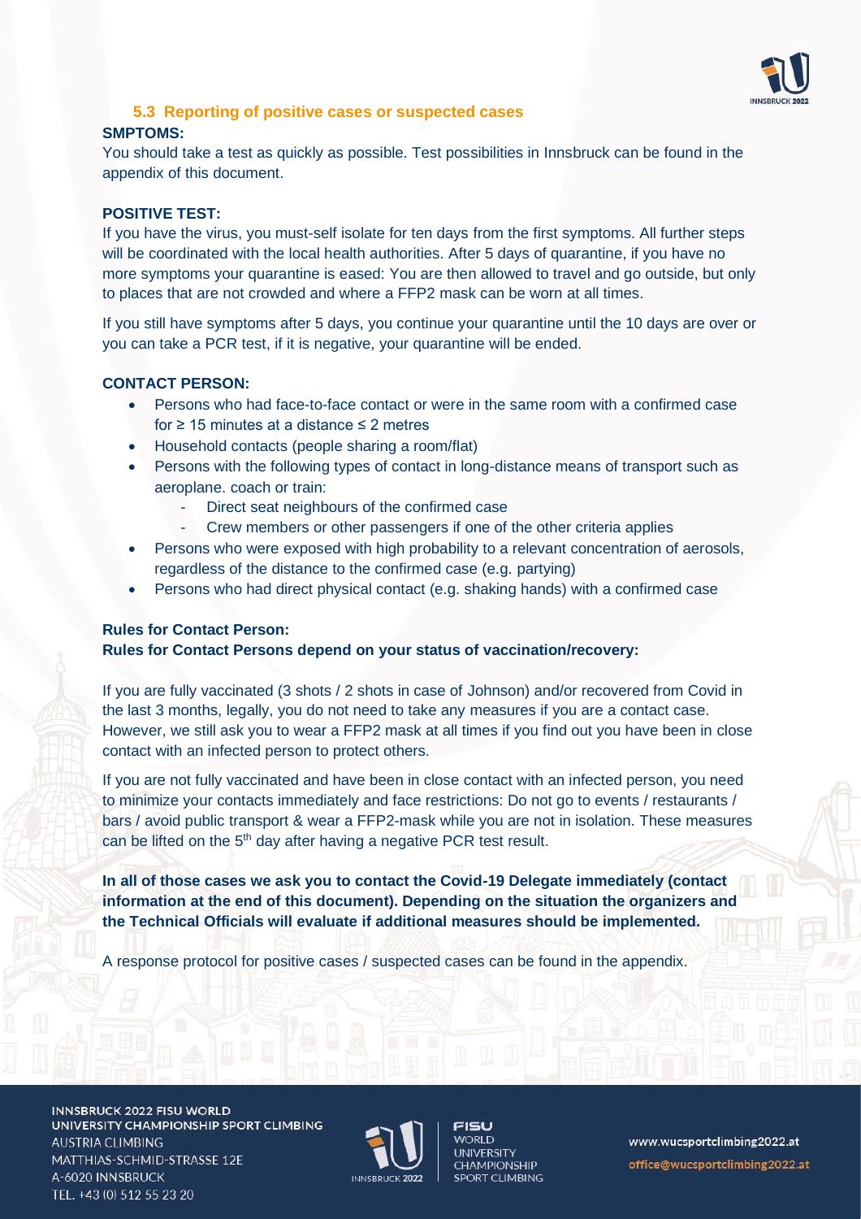### 5.3 Reporting of positive cases or suspected cases

**SMPTOMS:**

You should take a test as quickly as possible. Test possibilities in Innsbruck can be found in the appendix of this document.

**POSITIVE TEST:**

If you have the virus, you must-self isolate for ten days from the first symptoms. All further steps will be coordinated with the local health authorities. After 5 days of quarantine, if you have no more symptoms your quarantine is eased: You are then allowed to travel and go outside, but only to places that are not crowded and where a FFP2 mask can be worn at all times.

If you still have symptoms after 5 days, you continue your quarantine until the 10 days are over or you can take a PCR test, if it is negative, your quarantine will be ended.

**CONTACT PERSON:**

- Persons who had face-to-face contact or were in the same room with a confirmed case for ≥ 15 minutes at a distance ≤ 2 metres
- Household contacts (people sharing a room/flat)
- Persons with the following types of contact in long-distance means of transport such as aeroplane. coach or train:
  - Direct seat neighbours of the confirmed case
  - Crew members or other passengers if one of the other criteria applies
- Persons who were exposed with high probability to a relevant concentration of aerosols, regardless of the distance to the confirmed case (e.g. partying)
- Persons who had direct physical contact (e.g. shaking hands) with a confirmed case

**Rules for Contact Person:**
**Rules for Contact Persons depend on your status of vaccination/recovery:**

If you are fully vaccinated (3 shots / 2 shots in case of Johnson) and/or recovered from Covid in the last 3 months, legally, you do not need to take any measures if you are a contact case. However, we still ask you to wear a FFP2 mask at all times if you find out you have been in close contact with an infected person to protect others.

If you are not fully vaccinated and have been in close contact with an infected person, you need to minimize your contacts immediately and face restrictions: Do not go to events / restaurants / bars / avoid public transport & wear a FFP2-mask while you are not in isolation. These measures can be lifted on the 5th day after having a negative PCR test result.

**In all of those cases we ask you to contact the Covid-19 Delegate immediately (contact information at the end of this document). Depending on the situation the organizers and the Technical Officials will evaluate if additional measures should be implemented.**

A response protocol for positive cases / suspected cases can be found in the appendix.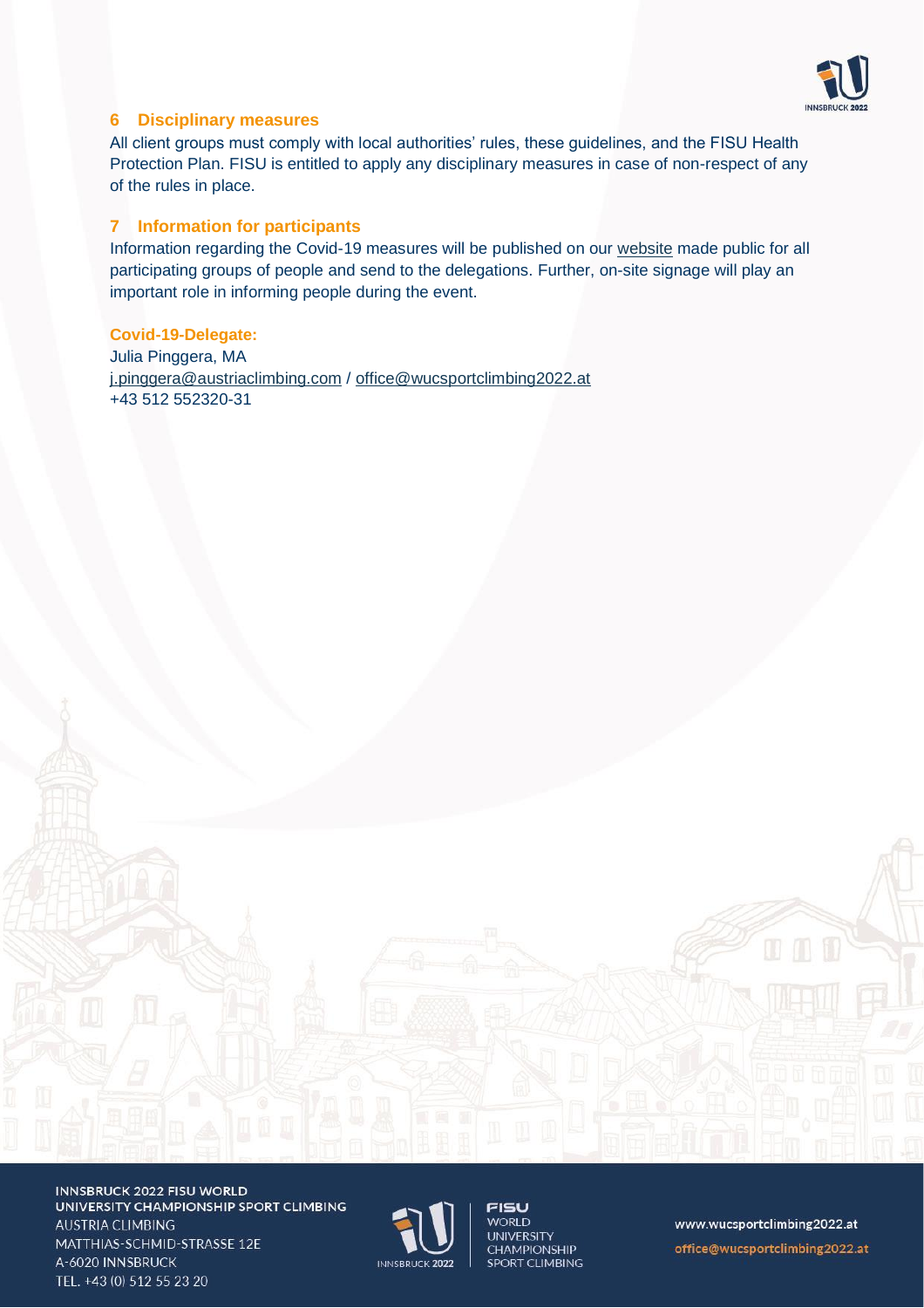## 6 Disciplinary measures

All client groups must comply with local authorities' rules, these guidelines, and the FISU Health Protection Plan. FISU is entitled to apply any disciplinary measures in case of non-respect of any of the rules in place.

## 7 Information for participants

Information regarding the Covid-19 measures will be published on our website made public for all participating groups of people and send to the delegations. Further, on-site signage will play an important role in informing people during the event.

**Covid-19-Delegate:**

Julia Pinggera, MA
j.pinggera@austriaclimbing.com / office@wucsportclimbing2022.at
+43 512 552320-31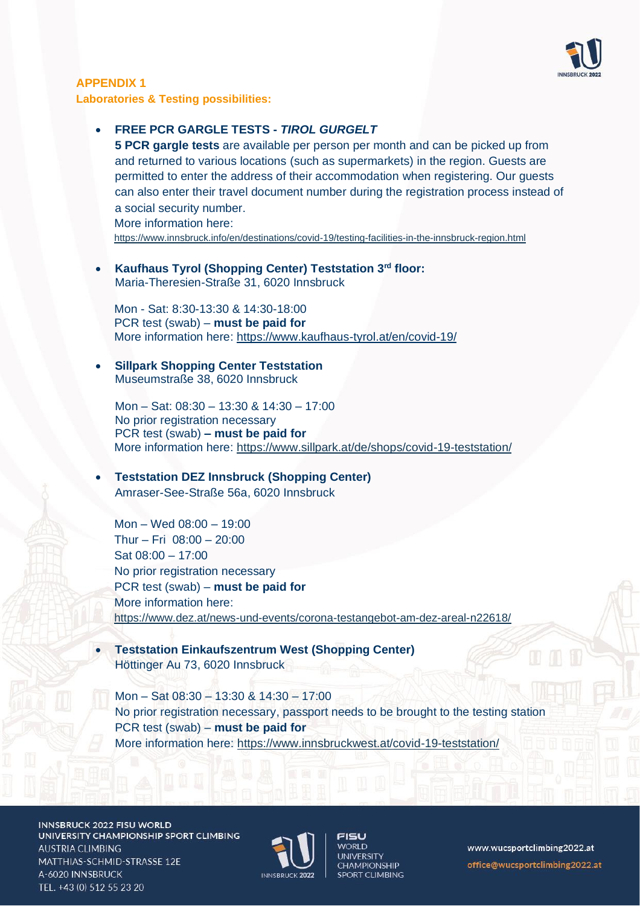## APPENDIX 1

### Laboratories & Testing possibilities:

- **FREE PCR GARGLE TESTS - *TIROL GURGELT***
  **5 PCR gargle tests** are available per person per month and can be picked up from and returned to various locations (such as supermarkets) in the region. Guests are permitted to enter the address of their accommodation when registering. Our guests can also enter their travel document number during the registration process instead of a social security number.
  More information here:
  https://www.innsbruck.info/en/destinations/covid-19/testing-facilities-in-the-innsbruck-region.html

- **Kaufhaus Tyrol (Shopping Center) Teststation 3rd floor:**
  Maria-Theresien-Straße 31, 6020 Innsbruck

  Mon - Sat: 8:30-13:30 & 14:30-18:00
  PCR test (swab) – **must be paid for**
  More information here: https://www.kaufhaus-tyrol.at/en/covid-19/

- **Sillpark Shopping Center Teststation**
  Museumstraße 38, 6020 Innsbruck

  Mon – Sat: 08:30 – 13:30 & 14:30 – 17:00
  No prior registration necessary
  PCR test (swab) **– must be paid for**
  More information here: https://www.sillpark.at/de/shops/covid-19-teststation/

- **Teststation DEZ Innsbruck (Shopping Center)**
  Amraser-See-Straße 56a, 6020 Innsbruck

  Mon – Wed 08:00 – 19:00
  Thur – Fri 08:00 – 20:00
  Sat 08:00 – 17:00
  No prior registration necessary
  PCR test (swab) – **must be paid for**
  More information here:
  https://www.dez.at/news-und-events/corona-testangebot-am-dez-areal-n22618/

- **Teststation Einkaufszentrum West (Shopping Center)**
  Höttinger Au 73, 6020 Innsbruck

  Mon – Sat 08:30 – 13:30 & 14:30 – 17:00
  No prior registration necessary, passport needs to be brought to the testing station
  PCR test (swab) – **must be paid for**
  More information here: https://www.innsbruckwest.at/covid-19-teststation/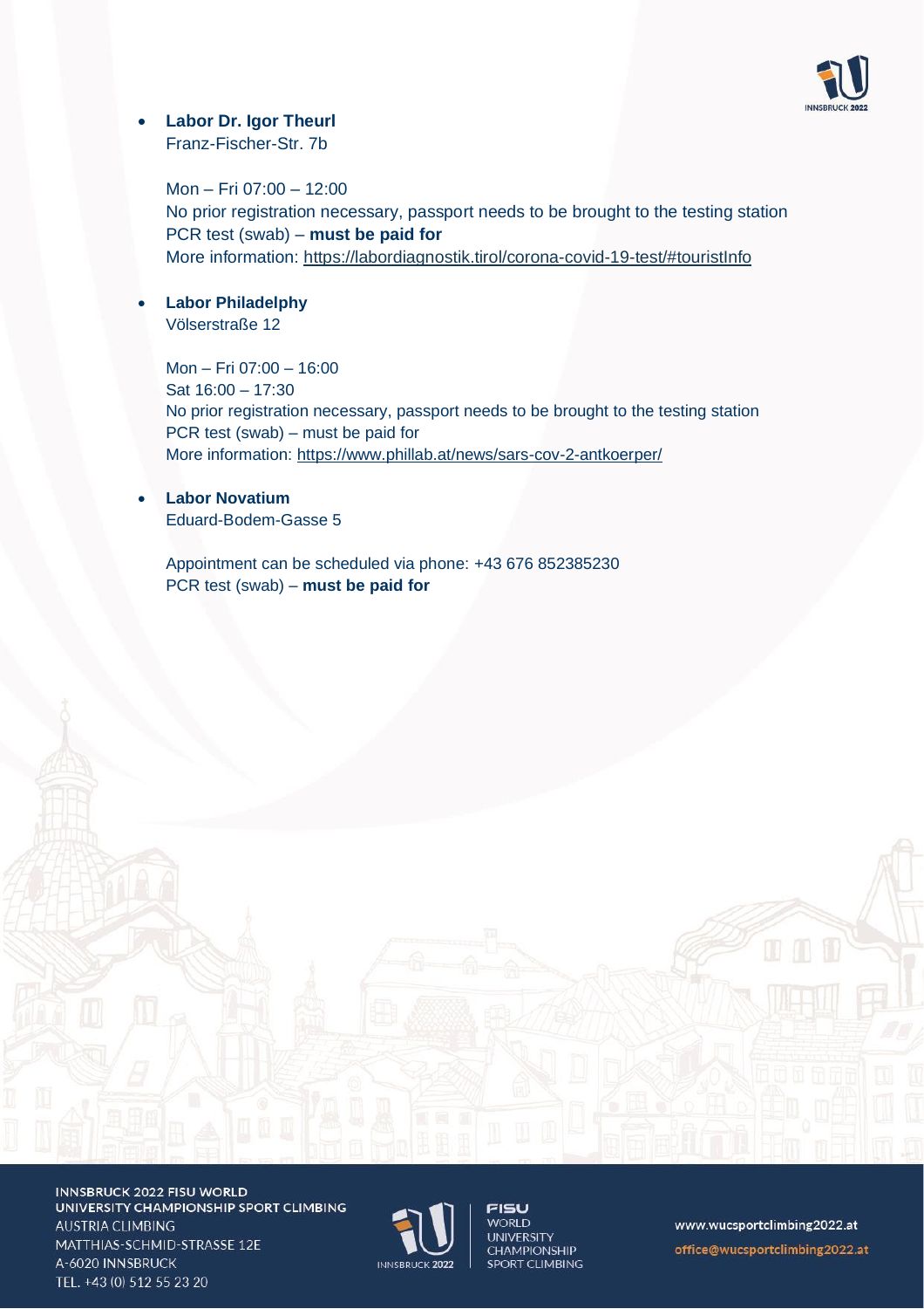- **Labor Dr. Igor Theurl**
  Franz-Fischer-Str. 7b

  Mon – Fri 07:00 – 12:00
  No prior registration necessary, passport needs to be brought to the testing station
  PCR test (swab) – **must be paid for**
  More information: https://labordiagnostik.tirol/corona-covid-19-test/#touristInfo

- **Labor Philadelphy**
  Völserstraße 12

  Mon – Fri 07:00 – 16:00
  Sat 16:00 – 17:30
  No prior registration necessary, passport needs to be brought to the testing station
  PCR test (swab) – must be paid for
  More information: https://www.phillab.at/news/sars-cov-2-antkoerper/

- **Labor Novatium**
  Eduard-Bodem-Gasse 5

  Appointment can be scheduled via phone: +43 676 852385230
  PCR test (swab) – **must be paid for**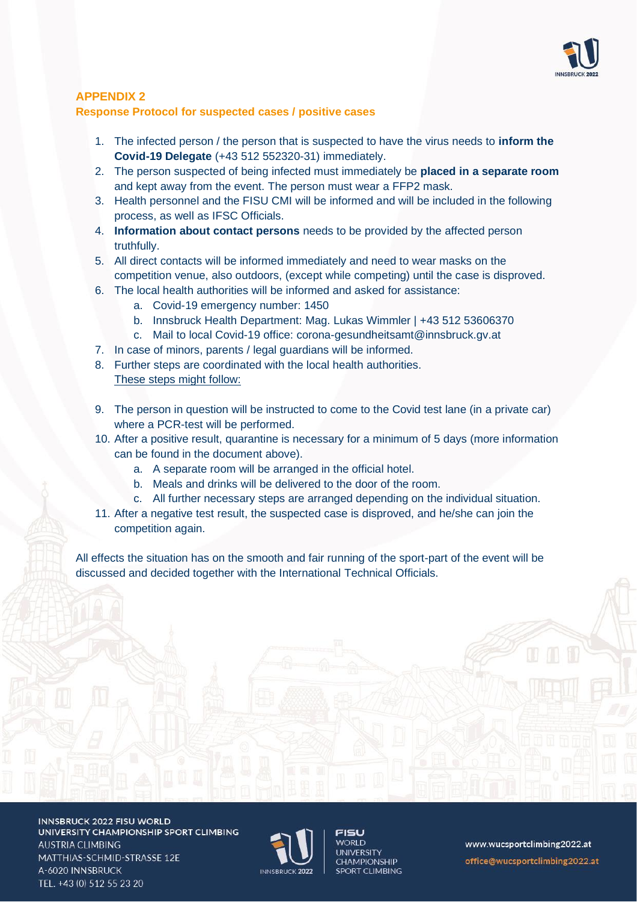## APPENDIX 2

### Response Protocol for suspected cases / positive cases

1. The infected person / the person that is suspected to have the virus needs to **inform the Covid-19 Delegate** (+43 512 552320-31) immediately.
2. The person suspected of being infected must immediately be **placed in a separate room** and kept away from the event. The person must wear a FFP2 mask.
3. Health personnel and the FISU CMI will be informed and will be included in the following process, as well as IFSC Officials.
4. **Information about contact persons** needs to be provided by the affected person truthfully.
5. All direct contacts will be informed immediately and need to wear masks on the competition venue, also outdoors, (except while competing) until the case is disproved.
6. The local health authorities will be informed and asked for assistance:
   a. Covid-19 emergency number: 1450
   b. Innsbruck Health Department: Mag. Lukas Wimmler | +43 512 53606370
   c. Mail to local Covid-19 office: corona-gesundheitsamt@innsbruck.gv.at
7. In case of minors, parents / legal guardians will be informed.
8. Further steps are coordinated with the local health authorities.
   <u>These steps might follow:</u>
9. The person in question will be instructed to come to the Covid test lane (in a private car) where a PCR-test will be performed.
10. After a positive result, quarantine is necessary for a minimum of 5 days (more information can be found in the document above).
    a. A separate room will be arranged in the official hotel.
    b. Meals and drinks will be delivered to the door of the room.
    c. All further necessary steps are arranged depending on the individual situation.
11. After a negative test result, the suspected case is disproved, and he/she can join the competition again.

All effects the situation has on the smooth and fair running of the sport-part of the event will be discussed and decided together with the International Technical Officials.